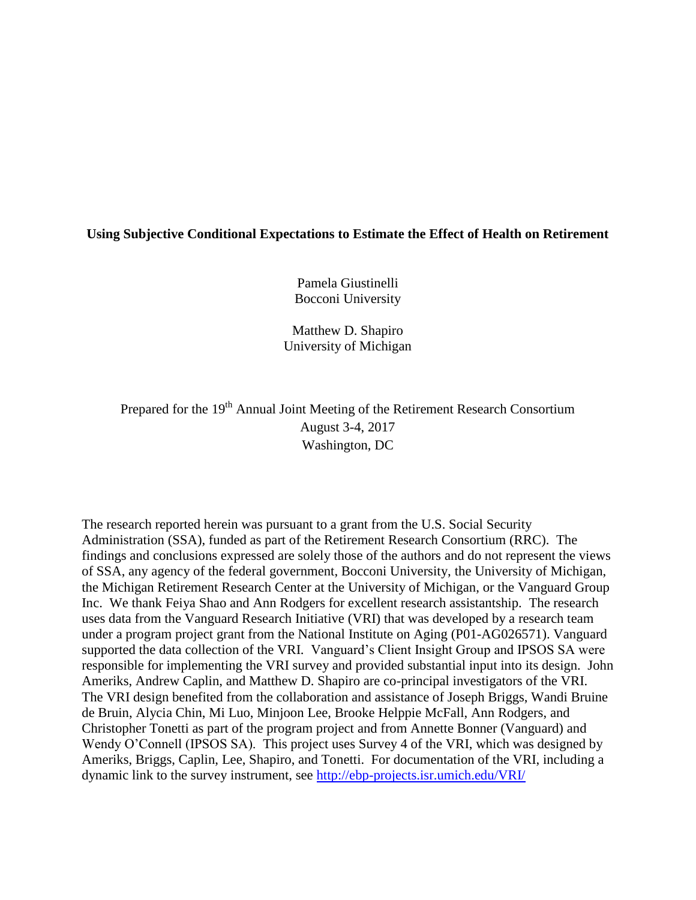# Using Subjective Conditional Expectations to Estimate the Effect of Health on Retirement

Pamela Giustinelli
Bocconi University

Matthew D. Shapiro
University of Michigan

Prepared for the 19th Annual Joint Meeting of the Retirement Research Consortium
August 3-4, 2017
Washington, DC

The research reported herein was pursuant to a grant from the U.S. Social Security Administration (SSA), funded as part of the Retirement Research Consortium (RRC). The findings and conclusions expressed are solely those of the authors and do not represent the views of SSA, any agency of the federal government, Bocconi University, the University of Michigan, the Michigan Retirement Research Center at the University of Michigan, or the Vanguard Group Inc. We thank Feiya Shao and Ann Rodgers for excellent research assistantship. The research uses data from the Vanguard Research Initiative (VRI) that was developed by a research team under a program project grant from the National Institute on Aging (P01-AG026571). Vanguard supported the data collection of the VRI. Vanguard's Client Insight Group and IPSOS SA were responsible for implementing the VRI survey and provided substantial input into its design. John Ameriks, Andrew Caplin, and Matthew D. Shapiro are co-principal investigators of the VRI. The VRI design benefited from the collaboration and assistance of Joseph Briggs, Wandi Bruine de Bruin, Alycia Chin, Mi Luo, Minjoon Lee, Brooke Helppie McFall, Ann Rodgers, and Christopher Tonetti as part of the program project and from Annette Bonner (Vanguard) and Wendy O'Connell (IPSOS SA). This project uses Survey 4 of the VRI, which was designed by Ameriks, Briggs, Caplin, Lee, Shapiro, and Tonetti. For documentation of the VRI, including a dynamic link to the survey instrument, see http://ebp-projects.isr.umich.edu/VRI/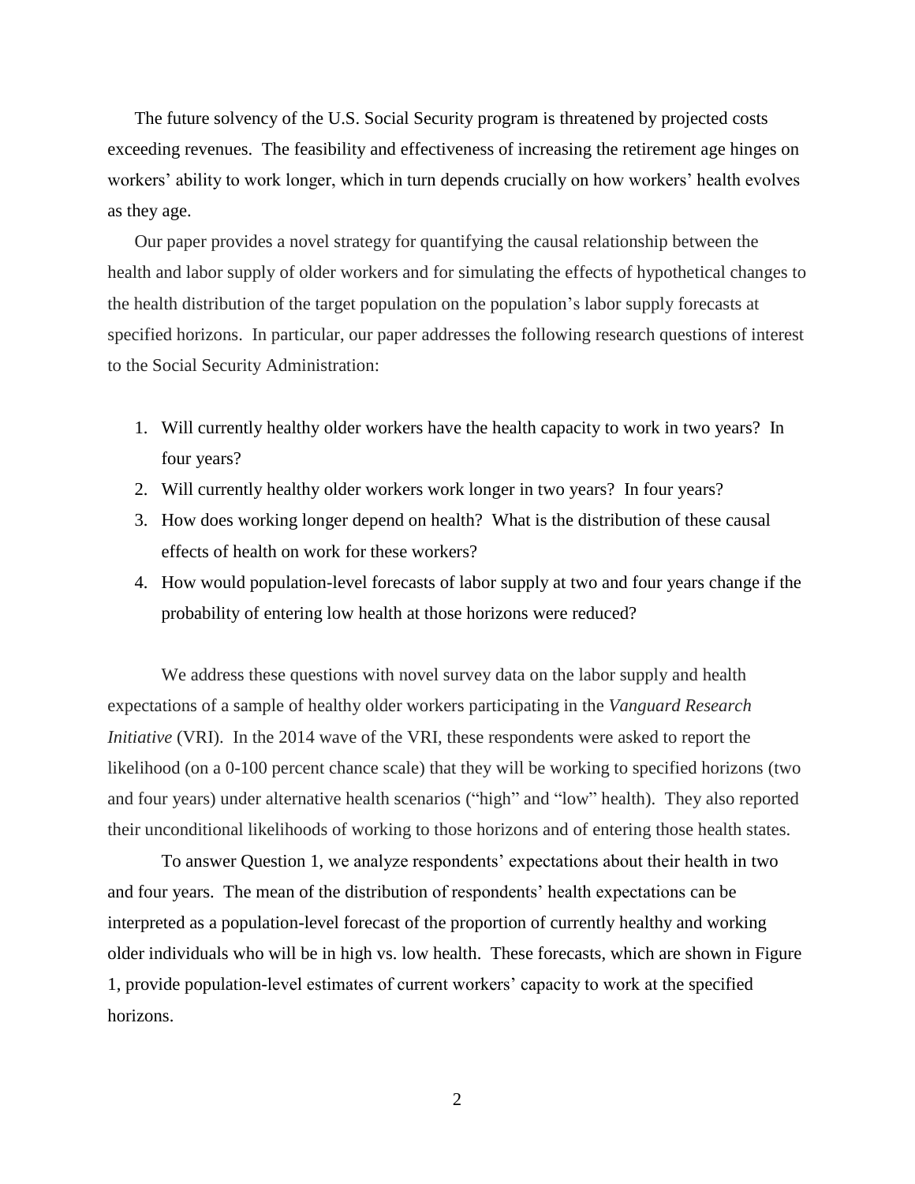The future solvency of the U.S. Social Security program is threatened by projected costs exceeding revenues. The feasibility and effectiveness of increasing the retirement age hinges on workers' ability to work longer, which in turn depends crucially on how workers' health evolves as they age.

Our paper provides a novel strategy for quantifying the causal relationship between the health and labor supply of older workers and for simulating the effects of hypothetical changes to the health distribution of the target population on the population's labor supply forecasts at specified horizons. In particular, our paper addresses the following research questions of interest to the Social Security Administration:

1. Will currently healthy older workers have the health capacity to work in two years? In four years?
2. Will currently healthy older workers work longer in two years? In four years?
3. How does working longer depend on health? What is the distribution of these causal effects of health on work for these workers?
4. How would population-level forecasts of labor supply at two and four years change if the probability of entering low health at those horizons were reduced?

We address these questions with novel survey data on the labor supply and health expectations of a sample of healthy older workers participating in the *Vanguard Research Initiative* (VRI). In the 2014 wave of the VRI, these respondents were asked to report the likelihood (on a 0-100 percent chance scale) that they will be working to specified horizons (two and four years) under alternative health scenarios ("high" and "low" health). They also reported their unconditional likelihoods of working to those horizons and of entering those health states.

To answer Question 1, we analyze respondents' expectations about their health in two and four years. The mean of the distribution of respondents' health expectations can be interpreted as a population-level forecast of the proportion of currently healthy and working older individuals who will be in high vs. low health. These forecasts, which are shown in Figure 1, provide population-level estimates of current workers' capacity to work at the specified horizons.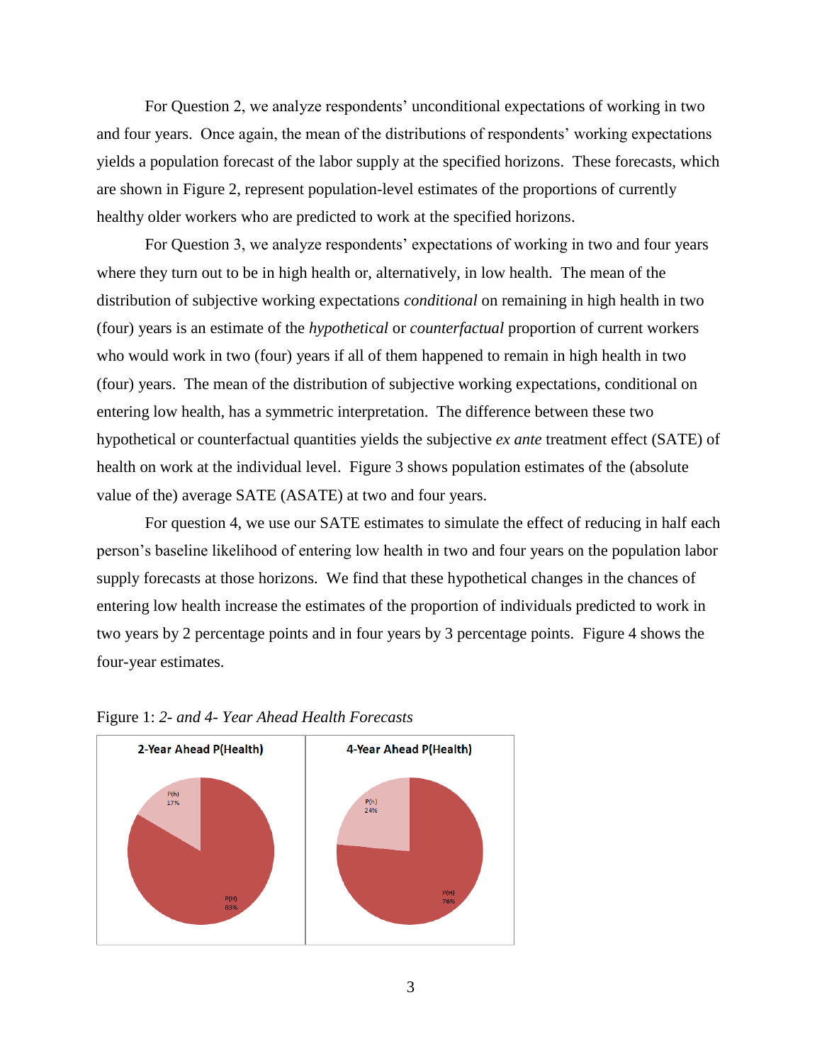For Question 2, we analyze respondents' unconditional expectations of working in two and four years. Once again, the mean of the distributions of respondents' working expectations yields a population forecast of the labor supply at the specified horizons. These forecasts, which are shown in Figure 2, represent population-level estimates of the proportions of currently healthy older workers who are predicted to work at the specified horizons.

For Question 3, we analyze respondents' expectations of working in two and four years where they turn out to be in high health or, alternatively, in low health. The mean of the distribution of subjective working expectations *conditional* on remaining in high health in two (four) years is an estimate of the *hypothetical* or *counterfactual* proportion of current workers who would work in two (four) years if all of them happened to remain in high health in two (four) years. The mean of the distribution of subjective working expectations, conditional on entering low health, has a symmetric interpretation. The difference between these two hypothetical or counterfactual quantities yields the subjective *ex ante* treatment effect (SATE) of health on work at the individual level. Figure 3 shows population estimates of the (absolute value of the) average SATE (ASATE) at two and four years.

For question 4, we use our SATE estimates to simulate the effect of reducing in half each person's baseline likelihood of entering low health in two and four years on the population labor supply forecasts at those horizons. We find that these hypothetical changes in the chances of entering low health increase the estimates of the proportion of individuals predicted to work in two years by 2 percentage points and in four years by 3 percentage points. Figure 4 shows the four-year estimates.

Figure 1: *2- and 4- Year Ahead Health Forecasts*

| 2-Year Ahead P(Health) | | 4-Year Ahead P(Health) | |
|---|---|---|---|
| P(h) | 17% | P(h) | 24% |
| P(H) | 83% | P(H) | 76% |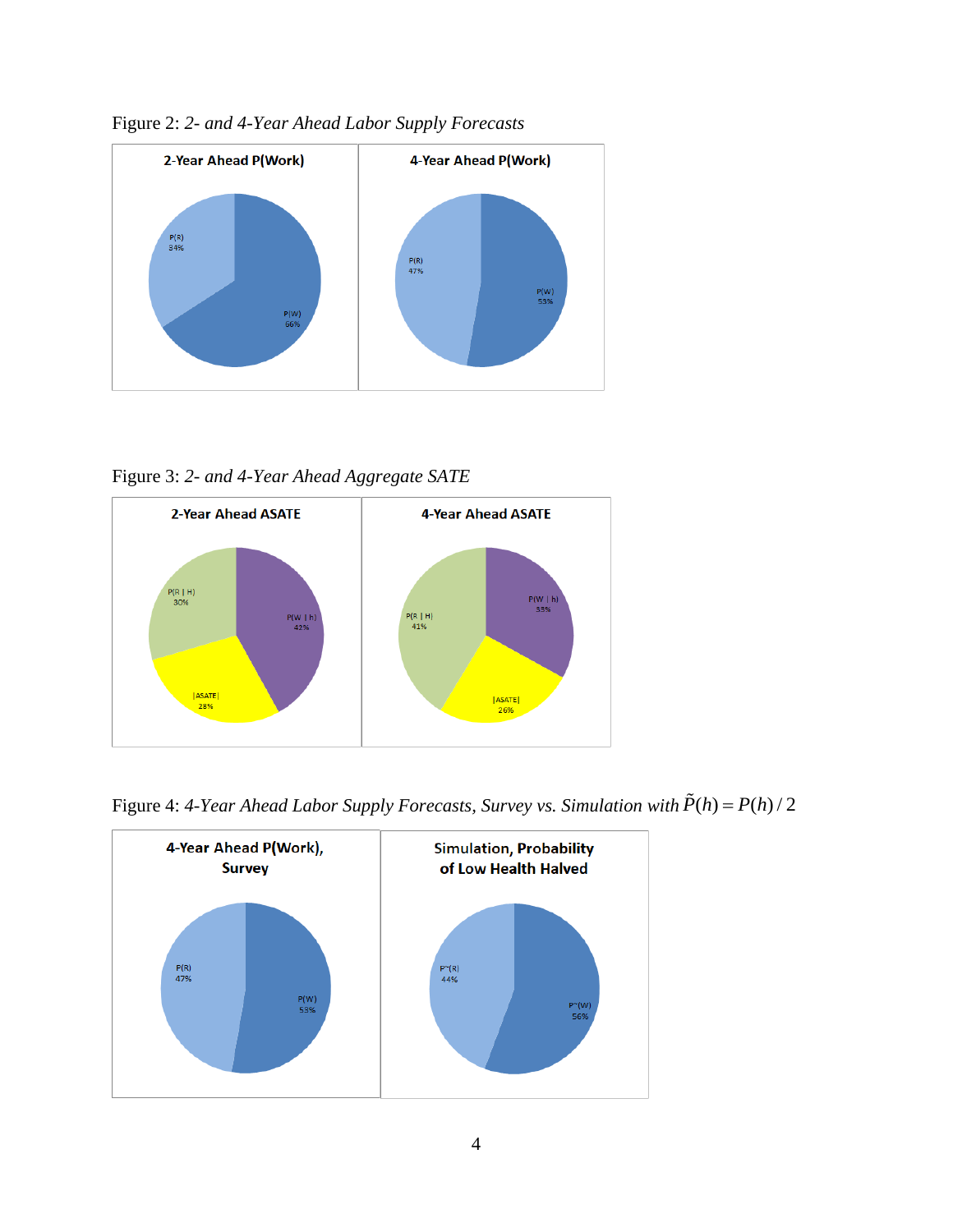Figure 2: *2- and 4-Year Ahead Labor Supply Forecasts*

2-Year Ahead P(Work)

P(R)
34%

P(W)
66%

4-Year Ahead P(Work)

P(R)
47%

P(W)
53%

Figure 3: *2- and 4-Year Ahead Aggregate SATE*

2-Year Ahead ASATE

P(R | H)
30%

P(W | h)
42%

|ASATE|
28%

4-Year Ahead ASATE

P(W | h)
33%

P(R | H)
41%

|ASATE|
26%

Figure 4: *4-Year Ahead Labor Supply Forecasts, Survey vs. Simulation with* $\tilde{P}(h) = P(h)/2$

4-Year Ahead P(Work), Survey

P(R)
47%

P(W)
53%

Simulation, Probability of Low Health Halved

P~(R)
44%

P~(W)
56%